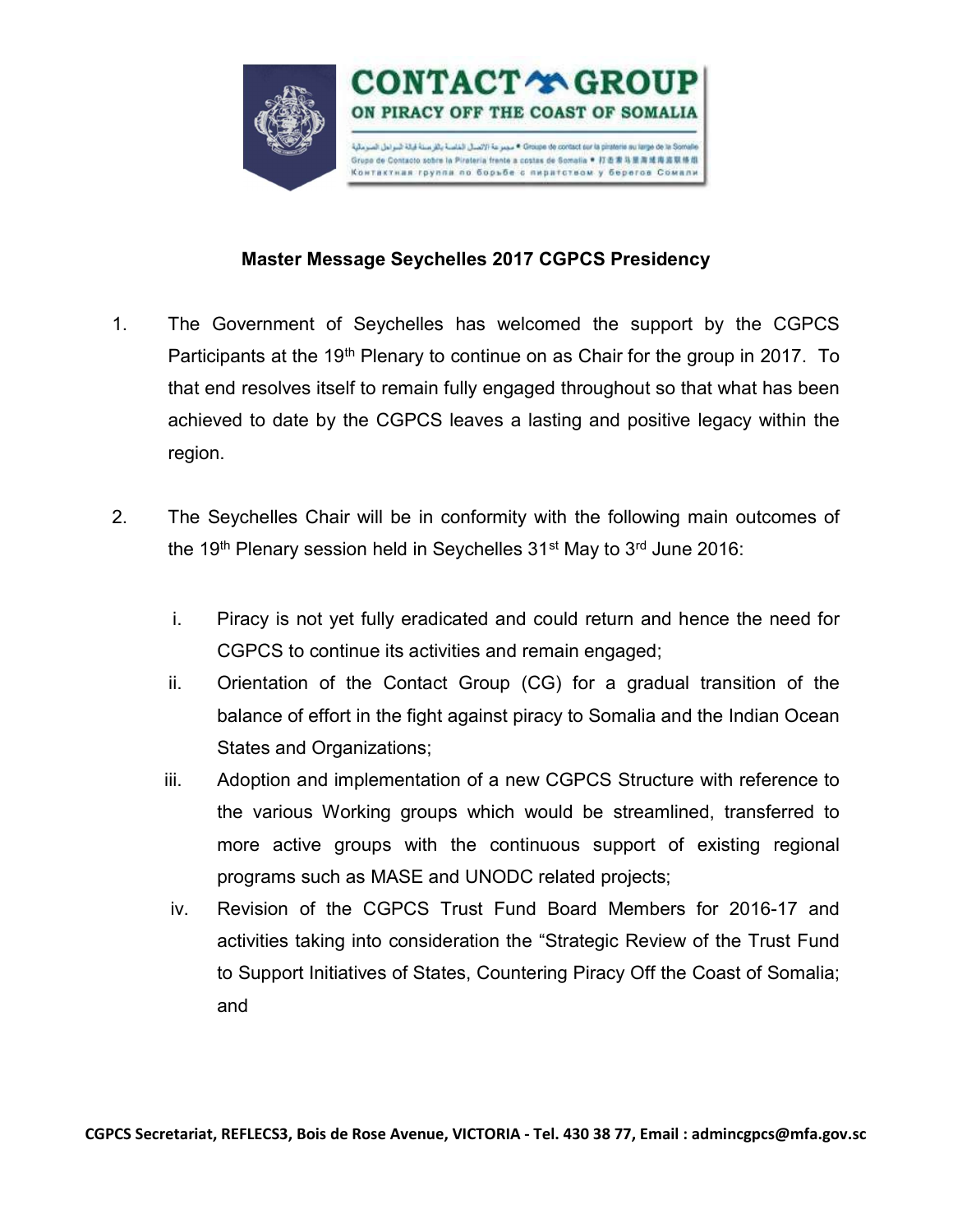**CONTACT GROUP ON PIRACY OFF THE COAST OF SOMALIA**

مجموعة الاتصال الخاصة بالقرصنة قبالة السواحل الصومالية • Groupe de contact sur la piraterie au large de la Somalie
Grupo de Contacto sobre la Piratería frente a costas de Somalia • 打击索马里海域海盗联络组
Контактная группа по борьбе с пиратством у берегов Сомали

## Master Message Seychelles 2017 CGPCS Presidency

1. The Government of Seychelles has welcomed the support by the CGPCS Participants at the 19th Plenary to continue on as Chair for the group in 2017. To that end resolves itself to remain fully engaged throughout so that what has been achieved to date by the CGPCS leaves a lasting and positive legacy within the region.

2. The Seychelles Chair will be in conformity with the following main outcomes of the 19th Plenary session held in Seychelles 31st May to 3rd June 2016:

   i. Piracy is not yet fully eradicated and could return and hence the need for CGPCS to continue its activities and remain engaged;

   ii. Orientation of the Contact Group (CG) for a gradual transition of the balance of effort in the fight against piracy to Somalia and the Indian Ocean States and Organizations;

   iii. Adoption and implementation of a new CGPCS Structure with reference to the various Working groups which would be streamlined, transferred to more active groups with the continuous support of existing regional programs such as MASE and UNODC related projects;

   iv. Revision of the CGPCS Trust Fund Board Members for 2016-17 and activities taking into consideration the "Strategic Review of the Trust Fund to Support Initiatives of States, Countering Piracy Off the Coast of Somalia; and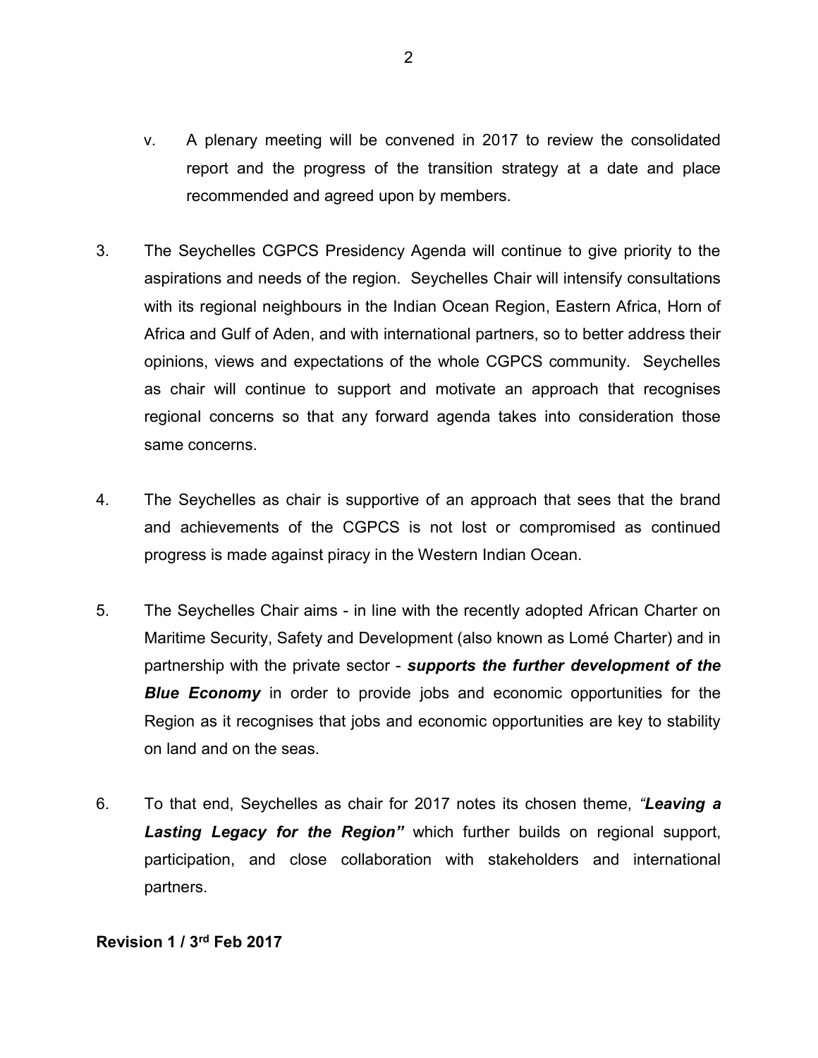v. A plenary meeting will be convened in 2017 to review the consolidated report and the progress of the transition strategy at a date and place recommended and agreed upon by members.

3. The Seychelles CGPCS Presidency Agenda will continue to give priority to the aspirations and needs of the region. Seychelles Chair will intensify consultations with its regional neighbours in the Indian Ocean Region, Eastern Africa, Horn of Africa and Gulf of Aden, and with international partners, so to better address their opinions, views and expectations of the whole CGPCS community. Seychelles as chair will continue to support and motivate an approach that recognises regional concerns so that any forward agenda takes into consideration those same concerns.

4. The Seychelles as chair is supportive of an approach that sees that the brand and achievements of the CGPCS is not lost or compromised as continued progress is made against piracy in the Western Indian Ocean.

5. The Seychelles Chair aims - in line with the recently adopted African Charter on Maritime Security, Safety and Development (also known as Lomé Charter) and in partnership with the private sector - ***supports the further development of the Blue Economy*** in order to provide jobs and economic opportunities for the Region as it recognises that jobs and economic opportunities are key to stability on land and on the seas.

6. To that end, Seychelles as chair for 2017 notes its chosen theme, *"**Leaving a Lasting Legacy for the Region**"* which further builds on regional support, participation, and close collaboration with stakeholders and international partners.

**Revision 1 / 3rd Feb 2017**